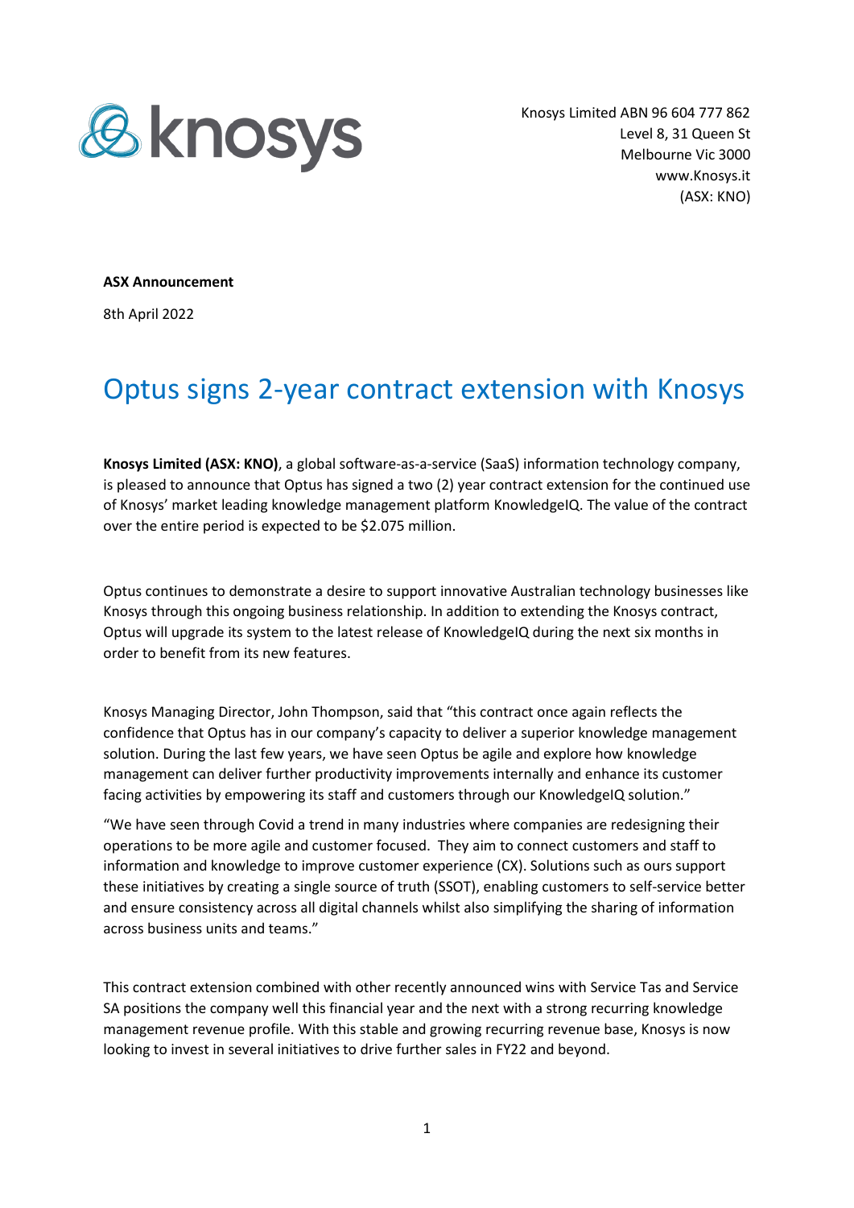Knosys Limited ABN 96 604 777 862
Level 8, 31 Queen St
Melbourne Vic 3000
www.Knosys.it
(ASX: KNO)

**ASX Announcement**

8th April 2022

# Optus signs 2-year contract extension with Knosys

**Knosys Limited (ASX: KNO)**, a global software-as-a-service (SaaS) information technology company, is pleased to announce that Optus has signed a two (2) year contract extension for the continued use of Knosys' market leading knowledge management platform KnowledgeIQ. The value of the contract over the entire period is expected to be $2.075 million.

Optus continues to demonstrate a desire to support innovative Australian technology businesses like Knosys through this ongoing business relationship. In addition to extending the Knosys contract, Optus will upgrade its system to the latest release of KnowledgeIQ during the next six months in order to benefit from its new features.

Knosys Managing Director, John Thompson, said that "this contract once again reflects the confidence that Optus has in our company's capacity to deliver a superior knowledge management solution. During the last few years, we have seen Optus be agile and explore how knowledge management can deliver further productivity improvements internally and enhance its customer facing activities by empowering its staff and customers through our KnowledgeIQ solution."

"We have seen through Covid a trend in many industries where companies are redesigning their operations to be more agile and customer focused. They aim to connect customers and staff to information and knowledge to improve customer experience (CX). Solutions such as ours support these initiatives by creating a single source of truth (SSOT), enabling customers to self-service better and ensure consistency across all digital channels whilst also simplifying the sharing of information across business units and teams."

This contract extension combined with other recently announced wins with Service Tas and Service SA positions the company well this financial year and the next with a strong recurring knowledge management revenue profile. With this stable and growing recurring revenue base, Knosys is now looking to invest in several initiatives to drive further sales in FY22 and beyond.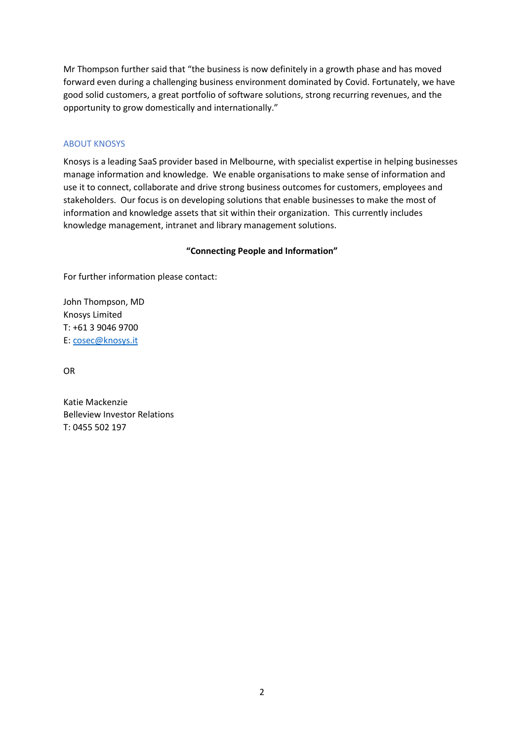Mr Thompson further said that "the business is now definitely in a growth phase and has moved forward even during a challenging business environment dominated by Covid. Fortunately, we have good solid customers, a great portfolio of software solutions, strong recurring revenues, and the opportunity to grow domestically and internationally."

## ABOUT KNOSYS

Knosys is a leading SaaS provider based in Melbourne, with specialist expertise in helping businesses manage information and knowledge. We enable organisations to make sense of information and use it to connect, collaborate and drive strong business outcomes for customers, employees and stakeholders. Our focus is on developing solutions that enable businesses to make the most of information and knowledge assets that sit within their organization. This currently includes knowledge management, intranet and library management solutions.

**"Connecting People and Information"**

For further information please contact:

John Thompson, MD
Knosys Limited
T: +61 3 9046 9700
E: cosec@knosys.it

OR

Katie Mackenzie
Belleview Investor Relations
T: 0455 502 197